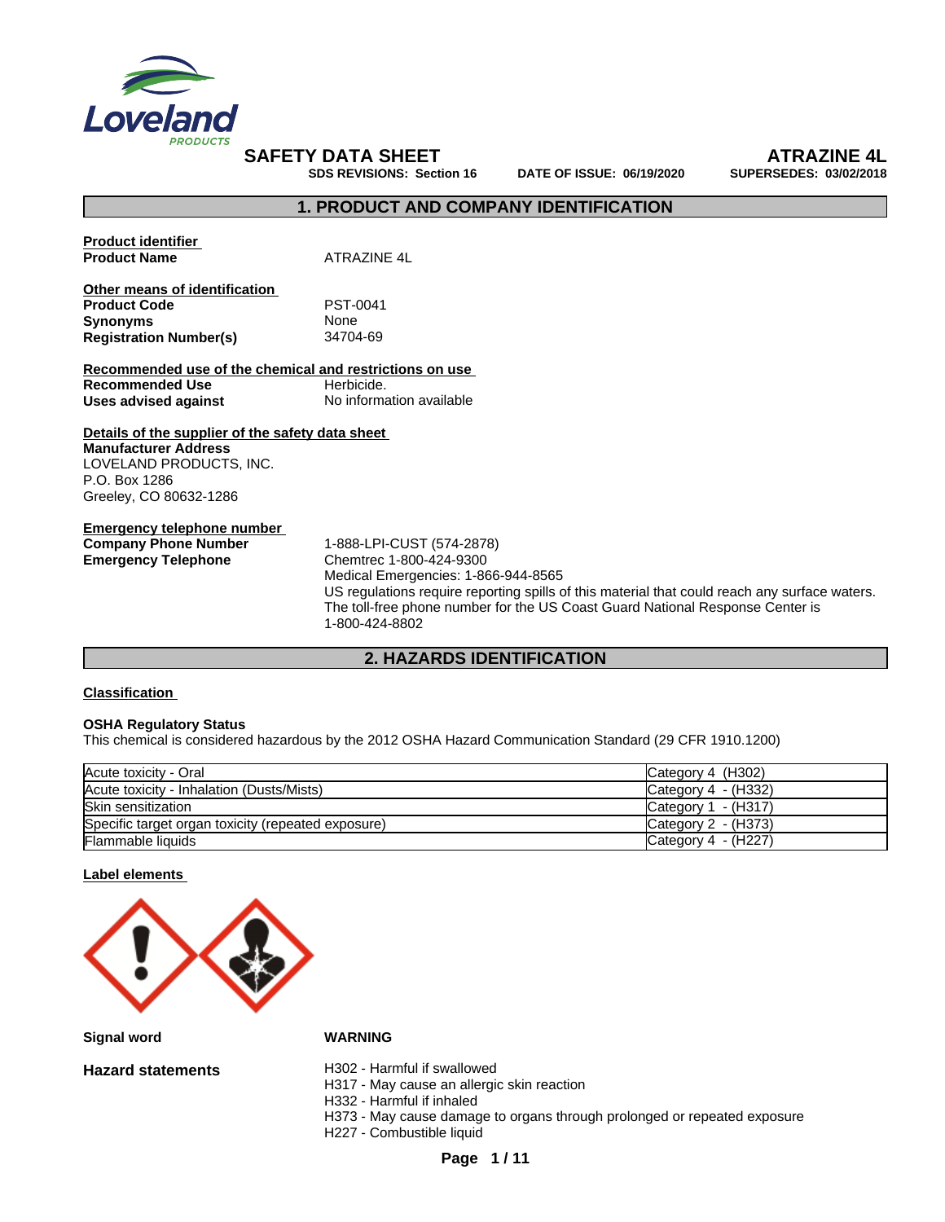SAFETY DATA SHEET

SDS REVISIONS: Section 16 DATE OF ISSUE: 06/19/2020

ATRAZINE 4L

SUPERSEDES: 03/02/2018

## 1. PRODUCT AND COMPANY IDENTIFICATION

**Product identifier**

**Product Name** ATRAZINE 4L

**Other means of identification**

**Product Code** PST-0041

**Synonyms** None

**Registration Number(s)** 34704-69

**Recommended use of the chemical and restrictions on use**

**Recommended Use** Herbicide.

**Uses advised against** No information available

**Details of the supplier of the safety data sheet**

**Manufacturer Address**

LOVELAND PRODUCTS, INC.
P.O. Box 1286
Greeley, CO 80632-1286

**Emergency telephone number**

**Company Phone Number** 1-888-LPI-CUST (574-2878)

**Emergency Telephone** Chemtrec 1-800-424-9300
Medical Emergencies: 1-866-944-8565
US regulations require reporting spills of this material that could reach any surface waters. The toll-free phone number for the US Coast Guard National Response Center is 1-800-424-8802

## 2. HAZARDS IDENTIFICATION

**Classification**

**OSHA Regulatory Status**

This chemical is considered hazardous by the 2012 OSHA Hazard Communication Standard (29 CFR 1910.1200)

| | |
|---|---|
| Acute toxicity - Oral | Category 4 (H302) |
| Acute toxicity - Inhalation (Dusts/Mists) | Category 4 - (H332) |
| Skin sensitization | Category 1 - (H317) |
| Specific target organ toxicity (repeated exposure) | Category 2 - (H373) |
| Flammable liquids | Category 4 - (H227) |

**Label elements**

**Signal word** WARNING

**Hazard statements**

H302 - Harmful if swallowed
H317 - May cause an allergic skin reaction
H332 - Harmful if inhaled
H373 - May cause damage to organs through prolonged or repeated exposure
H227 - Combustible liquid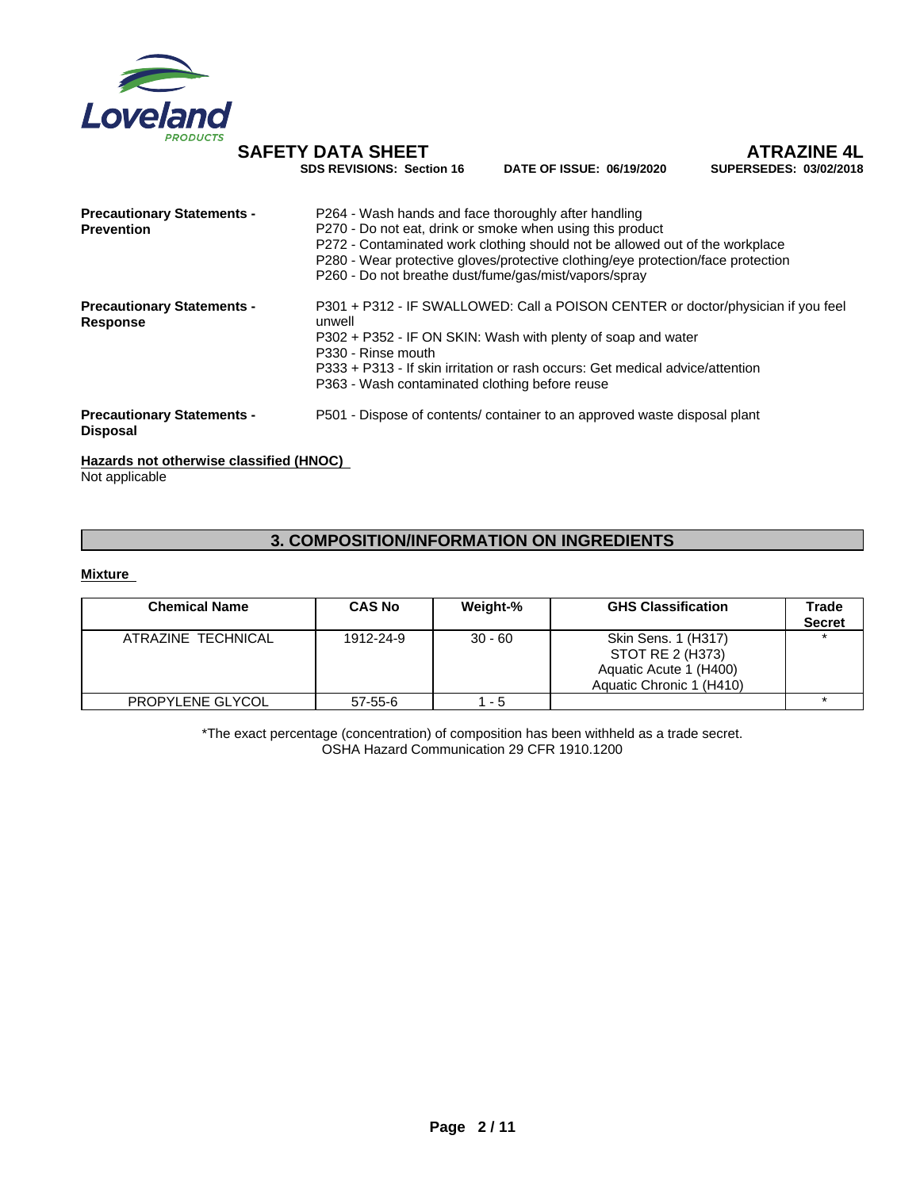**Precautionary Statements - Prevention**

P264 - Wash hands and face thoroughly after handling
P270 - Do not eat, drink or smoke when using this product
P272 - Contaminated work clothing should not be allowed out of the workplace
P280 - Wear protective gloves/protective clothing/eye protection/face protection
P260 - Do not breathe dust/fume/gas/mist/vapors/spray

**Precautionary Statements - Response**

P301 + P312 - IF SWALLOWED: Call a POISON CENTER or doctor/physician if you feel unwell
P302 + P352 - IF ON SKIN: Wash with plenty of soap and water
P330 - Rinse mouth
P333 + P313 - If skin irritation or rash occurs: Get medical advice/attention
P363 - Wash contaminated clothing before reuse

**Precautionary Statements - Disposal**

P501 - Dispose of contents/ container to an approved waste disposal plant

**Hazards not otherwise classified (HNOC)**

Not applicable

## 3. COMPOSITION/INFORMATION ON INGREDIENTS

**Mixture**

| Chemical Name | CAS No | Weight-% | GHS Classification | Trade Secret |
|---|---|---|---|---|
| ATRAZINE TECHNICAL | 1912-24-9 | 30 - 60 | Skin Sens. 1 (H317)<br>STOT RE 2 (H373)<br>Aquatic Acute 1 (H400)<br>Aquatic Chronic 1 (H410) | * |
| PROPYLENE GLYCOL | 57-55-6 | 1 - 5 | | * |

*The exact percentage (concentration) of composition has been withheld as a trade secret.
OSHA Hazard Communication 29 CFR 1910.1200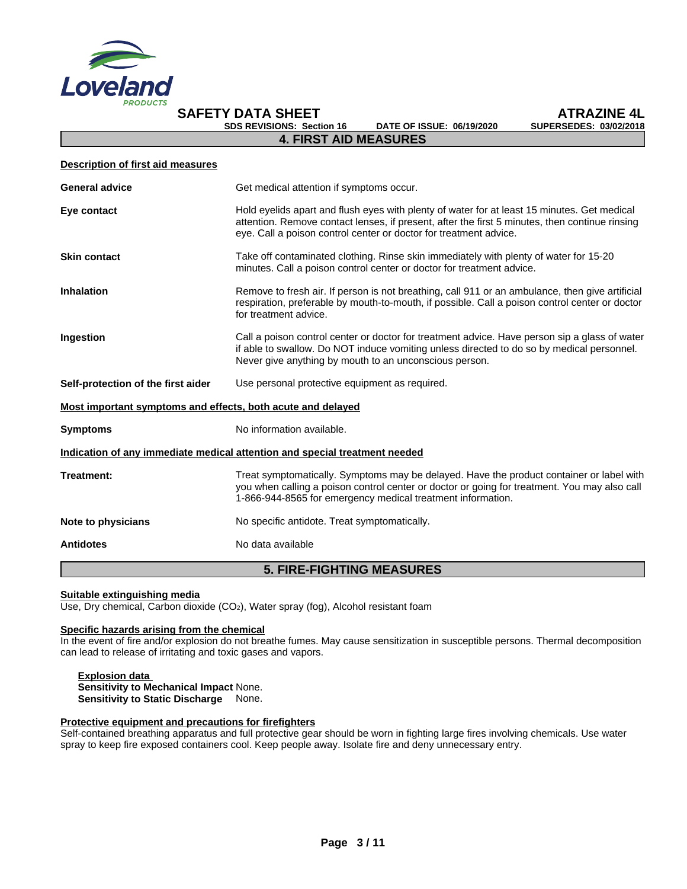## 4. FIRST AID MEASURES

**Description of first aid measures**

| | |
|---|---|
| **General advice** | Get medical attention if symptoms occur. |
| **Eye contact** | Hold eyelids apart and flush eyes with plenty of water for at least 15 minutes. Get medical attention. Remove contact lenses, if present, after the first 5 minutes, then continue rinsing eye. Call a poison control center or doctor for treatment advice. |
| **Skin contact** | Take off contaminated clothing. Rinse skin immediately with plenty of water for 15-20 minutes. Call a poison control center or doctor for treatment advice. |
| **Inhalation** | Remove to fresh air. If person is not breathing, call 911 or an ambulance, then give artificial respiration, preferable by mouth-to-mouth, if possible. Call a poison control center or doctor for treatment advice. |
| **Ingestion** | Call a poison control center or doctor for treatment advice. Have person sip a glass of water if able to swallow. Do NOT induce vomiting unless directed to do so by medical personnel. Never give anything by mouth to an unconscious person. |
| **Self-protection of the first aider** | Use personal protective equipment as required. |

**Most important symptoms and effects, both acute and delayed**

| | |
|---|---|
| **Symptoms** | No information available. |

**Indication of any immediate medical attention and special treatment needed**

| | |
|---|---|
| **Treatment:** | Treat symptomatically. Symptoms may be delayed. Have the product container or label with you when calling a poison control center or doctor or going for treatment. You may also call 1-866-944-8565 for emergency medical treatment information. |
| **Note to physicians** | No specific antidote. Treat symptomatically. |
| **Antidotes** | No data available |

## 5. FIRE-FIGHTING MEASURES

**Suitable extinguishing media**

Use, Dry chemical, Carbon dioxide ($CO_2$), Water spray (fog), Alcohol resistant foam

**Specific hazards arising from the chemical**

In the event of fire and/or explosion do not breathe fumes. May cause sensitization in susceptible persons. Thermal decomposition can lead to release of irritating and toxic gases and vapors.

**Explosion data**

**Sensitivity to Mechanical Impact** None.

**Sensitivity to Static Discharge** None.

**Protective equipment and precautions for firefighters**

Self-contained breathing apparatus and full protective gear should be worn in fighting large fires involving chemicals. Use water spray to keep fire exposed containers cool. Keep people away. Isolate fire and deny unnecessary entry.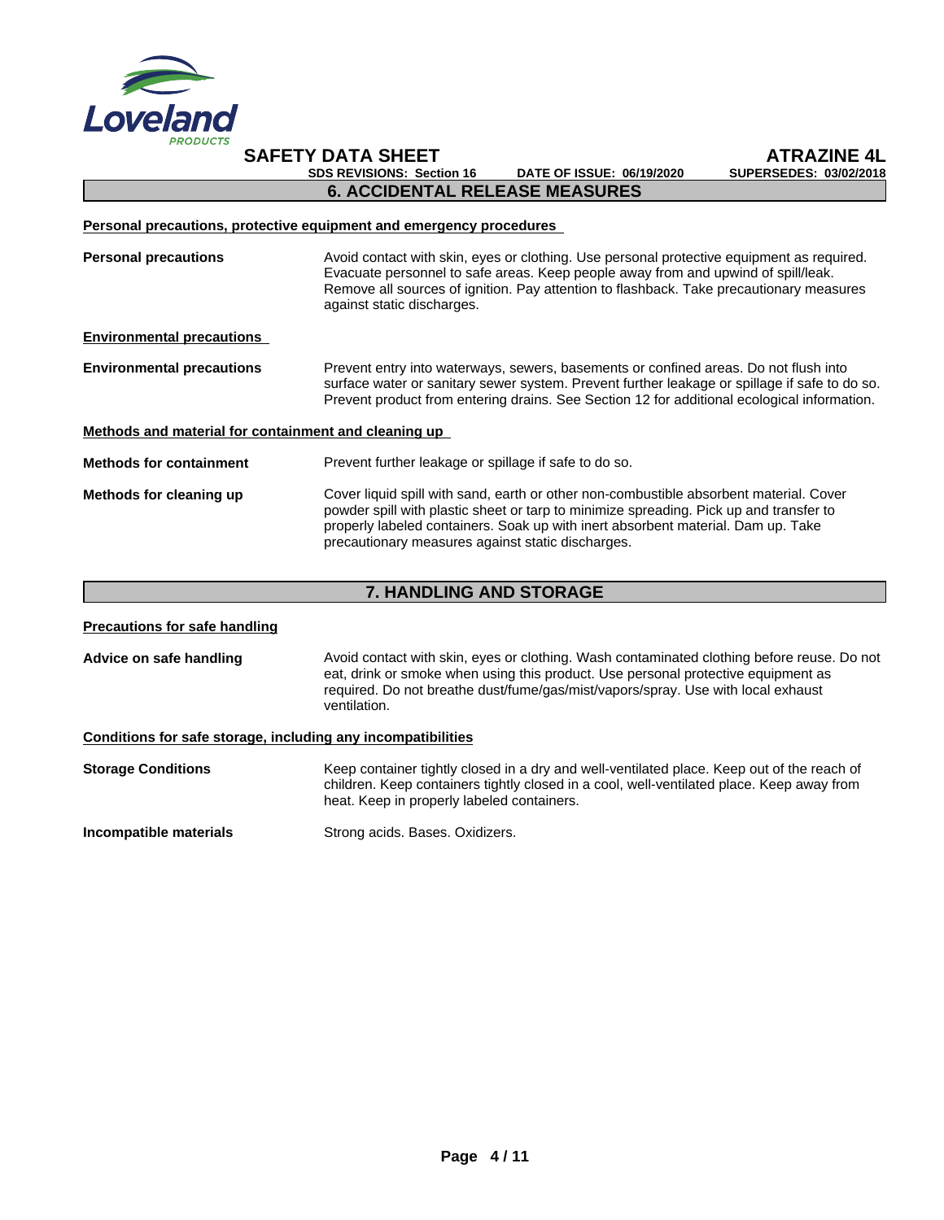## 6. ACCIDENTAL RELEASE MEASURES

### Personal precautions, protective equipment and emergency procedures

**Personal precautions** — Avoid contact with skin, eyes or clothing. Use personal protective equipment as required. Evacuate personnel to safe areas. Keep people away from and upwind of spill/leak. Remove all sources of ignition. Pay attention to flashback. Take precautionary measures against static discharges.

### Environmental precautions

**Environmental precautions** — Prevent entry into waterways, sewers, basements or confined areas. Do not flush into surface water or sanitary sewer system. Prevent further leakage or spillage if safe to do so. Prevent product from entering drains. See Section 12 for additional ecological information.

### Methods and material for containment and cleaning up

**Methods for containment** — Prevent further leakage or spillage if safe to do so.

**Methods for cleaning up** — Cover liquid spill with sand, earth or other non-combustible absorbent material. Cover powder spill with plastic sheet or tarp to minimize spreading. Pick up and transfer to properly labeled containers. Soak up with inert absorbent material. Dam up. Take precautionary measures against static discharges.

## 7. HANDLING AND STORAGE

### Precautions for safe handling

**Advice on safe handling** — Avoid contact with skin, eyes or clothing. Wash contaminated clothing before reuse. Do not eat, drink or smoke when using this product. Use personal protective equipment as required. Do not breathe dust/fume/gas/mist/vapors/spray. Use with local exhaust ventilation.

### Conditions for safe storage, including any incompatibilities

**Storage Conditions** — Keep container tightly closed in a dry and well-ventilated place. Keep out of the reach of children. Keep containers tightly closed in a cool, well-ventilated place. Keep away from heat. Keep in properly labeled containers.

**Incompatible materials** — Strong acids. Bases. Oxidizers.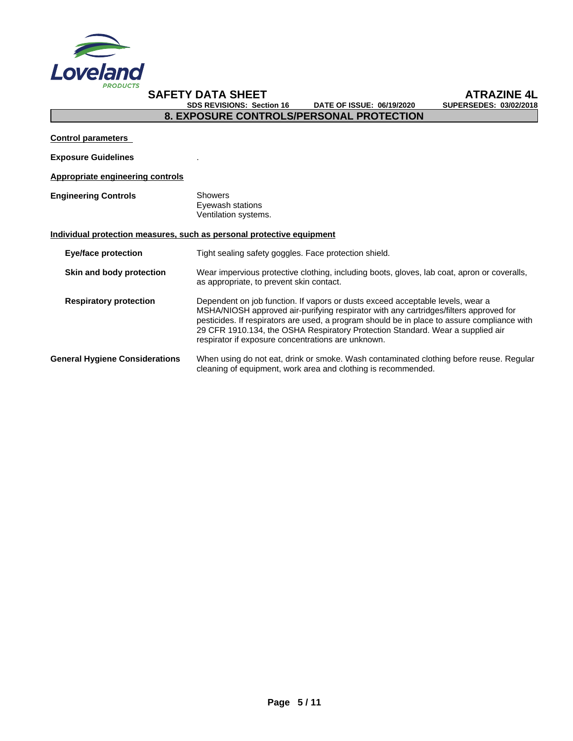## 8. EXPOSURE CONTROLS/PERSONAL PROTECTION

**Control parameters**

**Exposure Guidelines** .

**Appropriate engineering controls**

**Engineering Controls**
Showers
Eyewash stations
Ventilation systems.

**Individual protection measures, such as personal protective equipment**

**Eye/face protection** Tight sealing safety goggles. Face protection shield.

**Skin and body protection** Wear impervious protective clothing, including boots, gloves, lab coat, apron or coveralls, as appropriate, to prevent skin contact.

**Respiratory protection** Dependent on job function. If vapors or dusts exceed acceptable levels, wear a MSHA/NIOSH approved air-purifying respirator with any cartridges/filters approved for pesticides. If respirators are used, a program should be in place to assure compliance with 29 CFR 1910.134, the OSHA Respiratory Protection Standard. Wear a supplied air respirator if exposure concentrations are unknown.

**General Hygiene Considerations** When using do not eat, drink or smoke. Wash contaminated clothing before reuse. Regular cleaning of equipment, work area and clothing is recommended.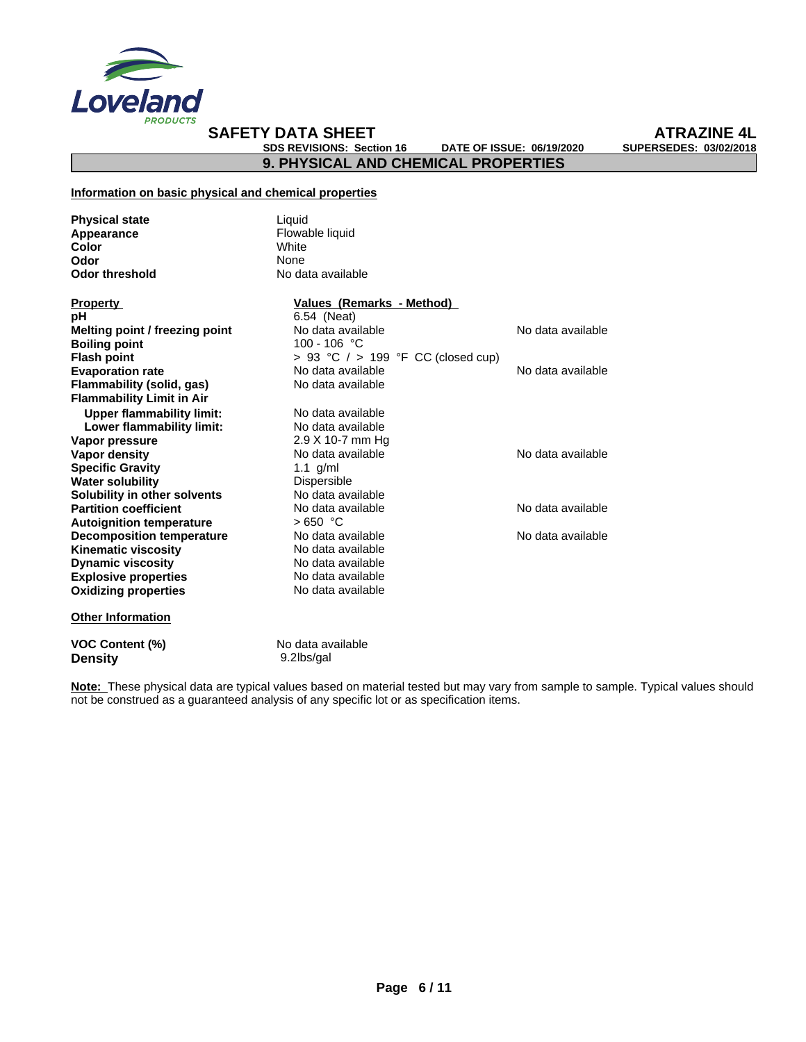## 9. PHYSICAL AND CHEMICAL PROPERTIES

**Information on basic physical and chemical properties**

| | |
|---|---|
| **Physical state** | Liquid |
| **Appearance** | Flowable liquid |
| **Color** | White |
| **Odor** | None |
| **Odor threshold** | No data available |

| **Property** | **Values (Remarks - Method)** | |
|---|---|---|
| **pH** | 6.54 (Neat) | |
| **Melting point / freezing point** | No data available | No data available |
| **Boiling point** | 100 - 106 °C | |
| **Flash point** | > 93 °C / > 199 °F CC (closed cup) | |
| **Evaporation rate** | No data available | No data available |
| **Flammability (solid, gas)** | No data available | |
| **Flammability Limit in Air** | | |
| **Upper flammability limit:** | No data available | |
| **Lower flammability limit:** | No data available | |
| **Vapor pressure** | 2.9 X 10-7 mm Hg | |
| **Vapor density** | No data available | No data available |
| **Specific Gravity** | 1.1 g/ml | |
| **Water solubility** | Dispersible | |
| **Solubility in other solvents** | No data available | |
| **Partition coefficient** | No data available | No data available |
| **Autoignition temperature** | > 650 °C | |
| **Decomposition temperature** | No data available | No data available |
| **Kinematic viscosity** | No data available | |
| **Dynamic viscosity** | No data available | |
| **Explosive properties** | No data available | |
| **Oxidizing properties** | No data available | |

**Other Information**

| | |
|---|---|
| **VOC Content (%)** | No data available |
| **Density** | 9.2lbs/gal |

**Note:** These physical data are typical values based on material tested but may vary from sample to sample. Typical values should not be construed as a guaranteed analysis of any specific lot or as specification items.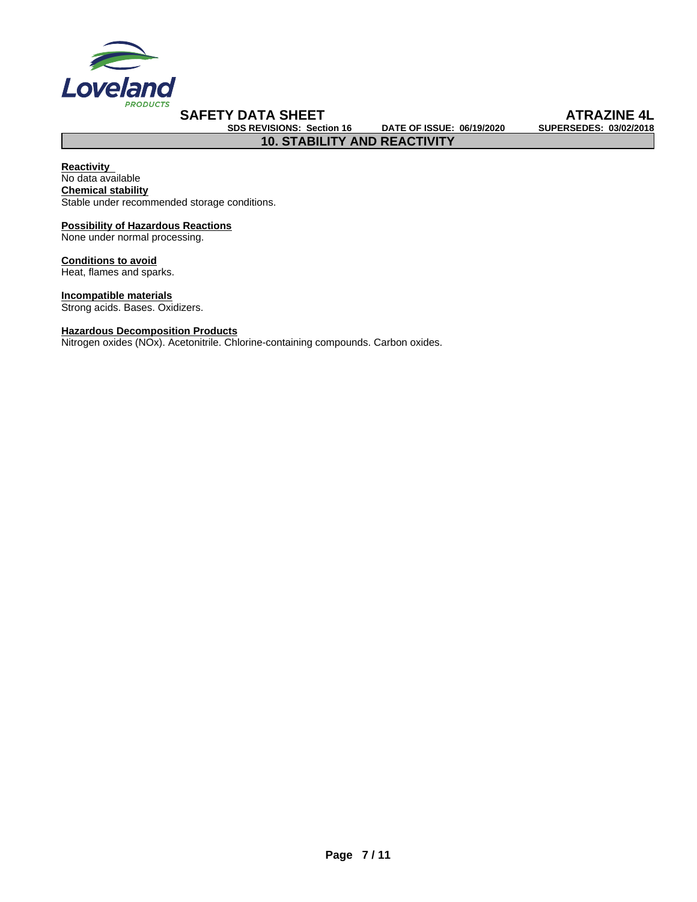## 10. STABILITY AND REACTIVITY

**Reactivity**
No data available

**Chemical stability**
Stable under recommended storage conditions.

**Possibility of Hazardous Reactions**
None under normal processing.

**Conditions to avoid**
Heat, flames and sparks.

**Incompatible materials**
Strong acids. Bases. Oxidizers.

**Hazardous Decomposition Products**
Nitrogen oxides (NOx). Acetonitrile. Chlorine-containing compounds. Carbon oxides.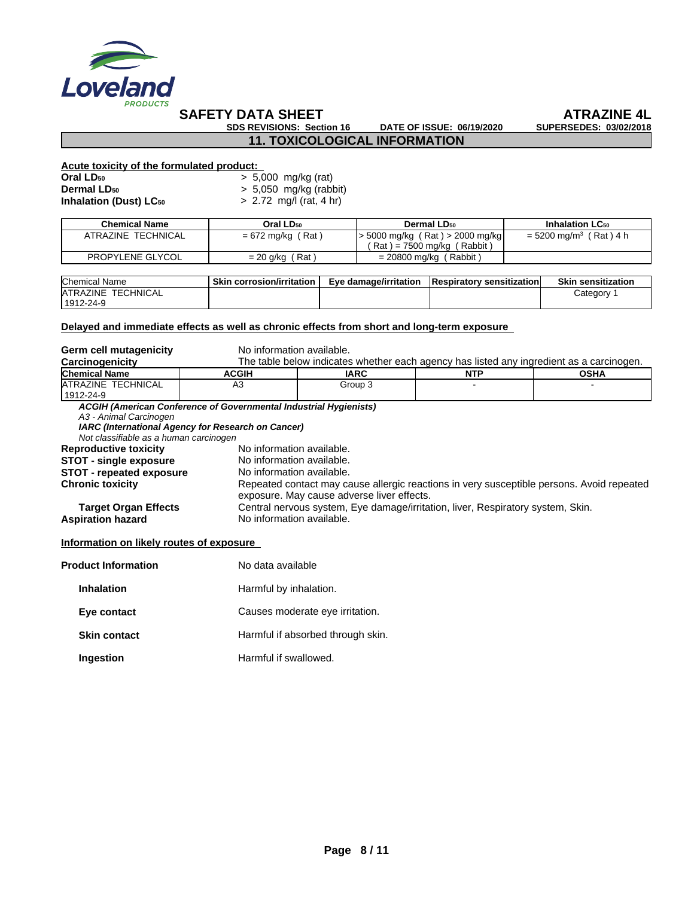## 11. TOXICOLOGICAL INFORMATION

**Acute toxicity of the formulated product:**

| | |
|---|---|
| **Oral $LD_{50}$** | > 5,000 mg/kg (rat) |
| **Dermal $LD_{50}$** | > 5,050 mg/kg (rabbit) |
| **Inhalation (Dust) $LC_{50}$** | > 2.72 mg/l (rat, 4 hr) |

| Chemical Name | Oral $LD_{50}$ | Dermal $LD_{50}$ | Inhalation $LC_{50}$ |
|---|---|---|---|
| ATRAZINE TECHNICAL | = 672 mg/kg ( Rat ) | > 5000 mg/kg ( Rat ) > 2000 mg/kg ( Rat ) = 7500 mg/kg ( Rabbit ) | = 5200 mg/m$^3$ ( Rat ) 4 h |
| PROPYLENE GLYCOL | = 20 g/kg ( Rat ) | = 20800 mg/kg ( Rabbit ) | |

| Chemical Name | Skin corrosion/irritation | Eye damage/irritation | Respiratory sensitization | Skin sensitization |
|---|---|---|---|---|
| ATRAZINE TECHNICAL 1912-24-9 | | | | Category 1 |

**Delayed and immediate effects as well as chronic effects from short and long-term exposure**

**Germ cell mutagenicity** No information available.

**Carcinogenicity** The table below indicates whether each agency has listed any ingredient as a carcinogen.

| Chemical Name | ACGIH | IARC | NTP | OSHA |
|---|---|---|---|---|
| ATRAZINE TECHNICAL 1912-24-9 | A3 | Group 3 | - | - |

***ACGIH (American Conference of Governmental Industrial Hygienists)***
*A3 - Animal Carcinogen*
***IARC (International Agency for Research on Cancer)***
*Not classifiable as a human carcinogen*

**Reproductive toxicity** No information available.

**STOT - single exposure** No information available.

**STOT - repeated exposure** No information available.

**Chronic toxicity** Repeated contact may cause allergic reactions in very susceptible persons. Avoid repeated exposure. May cause adverse liver effects.

**Target Organ Effects** Central nervous system, Eye damage/irritation, liver, Respiratory system, Skin.

**Aspiration hazard** No information available.

**Information on likely routes of exposure**

**Product Information** No data available

**Inhalation** Harmful by inhalation.

**Eye contact** Causes moderate eye irritation.

**Skin contact** Harmful if absorbed through skin.

**Ingestion** Harmful if swallowed.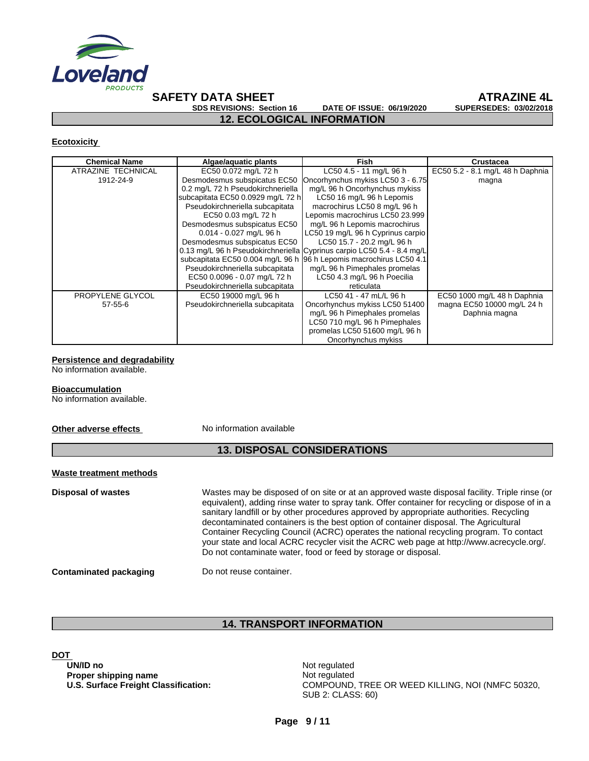## 12. ECOLOGICAL INFORMATION

**Ecotoxicity**

| Chemical Name | Algae/aquatic plants | Fish | Crustacea |
|---|---|---|---|
| ATRAZINE TECHNICAL 1912-24-9 | EC50 0.072 mg/L 72 h Desmodesmus subspicatus EC50 0.2 mg/L 72 h Pseudokirchneriella subcapitata EC50 0.0929 mg/L 72 h Pseudokirchneriella subcapitata EC50 0.03 mg/L 72 h Desmodesmus subspicatus EC50 0.014 - 0.027 mg/L 96 h Desmodesmus subspicatus EC50 0.13 mg/L 96 h Pseudokirchneriella subcapitata EC50 0.004 mg/L 96 h Pseudokirchneriella subcapitata EC50 0.0096 - 0.07 mg/L 72 h Pseudokirchneriella subcapitata | LC50 4.5 - 11 mg/L 96 h Oncorhynchus mykiss LC50 3 - 6.75 mg/L 96 h Oncorhynchus mykiss LC50 16 mg/L 96 h Lepomis macrochirus LC50 8 mg/L 96 h Lepomis macrochirus LC50 23.999 mg/L 96 h Lepomis macrochirus LC50 19 mg/L 96 h Cyprinus carpio LC50 15.7 - 20.2 mg/L 96 h Cyprinus carpio LC50 5.4 - 8.4 mg/L 96 h Lepomis macrochirus LC50 4.1 mg/L 96 h Pimephales promelas LC50 4.3 mg/L 96 h Poecilia reticulata | EC50 5.2 - 8.1 mg/L 48 h Daphnia magna |
| PROPYLENE GLYCOL 57-55-6 | EC50 19000 mg/L 96 h Pseudokirchneriella subcapitata | LC50 41 - 47 mL/L 96 h Oncorhynchus mykiss LC50 51400 mg/L 96 h Pimephales promelas LC50 710 mg/L 96 h Pimephales promelas LC50 51600 mg/L 96 h Oncorhynchus mykiss | EC50 1000 mg/L 48 h Daphnia magna EC50 10000 mg/L 24 h Daphnia magna |

**Persistence and degradability**
No information available.

**Bioaccumulation**
No information available.

**Other adverse effects** No information available

## 13. DISPOSAL CONSIDERATIONS

**Waste treatment methods**

**Disposal of wastes** Wastes may be disposed of on site or at an approved waste disposal facility. Triple rinse (or equivalent), adding rinse water to spray tank. Offer container for recycling or dispose of in a sanitary landfill or by other procedures approved by appropriate authorities. Recycling decontaminated containers is the best option of container disposal. The Agricultural Container Recycling Council (ACRC) operates the national recycling program. To contact your state and local ACRC recycler visit the ACRC web page at http://www.acrecycle.org/. Do not contaminate water, food or feed by storage or disposal.

**Contaminated packaging** Do not reuse container.

## 14. TRANSPORT INFORMATION

**DOT**

**UN/ID no** Not regulated
**Proper shipping name** Not regulated
**U.S. Surface Freight Classification:** COMPOUND, TREE OR WEED KILLING, NOI (NMFC 50320, SUB 2: CLASS: 60)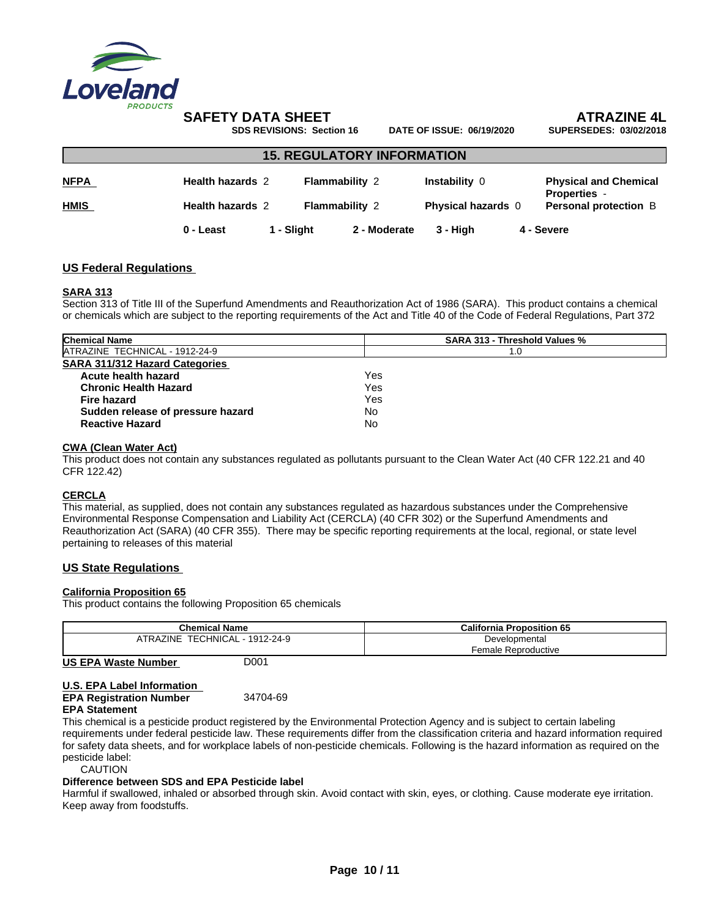SAFETY DATA SHEET

**ATRAZINE 4L**

SDS REVISIONS: Section 16 | DATE OF ISSUE: 06/19/2020 | SUPERSEDES: 03/02/2018

## 15. REGULATORY INFORMATION

| | | | | |
|---|---|---|---|---|
| **NFPA** | **Health hazards** 2 | **Flammability** 2 | **Instability** 0 | **Physical and Chemical Properties** - |
| **HMIS** | **Health hazards** 2 | **Flammability** 2 | **Physical hazards** 0 | **Personal protection** B |

**0 - Least** | **1 - Slight** | **2 - Moderate** | **3 - High** | **4 - Severe**

### US Federal Regulations

**SARA 313**

Section 313 of Title III of the Superfund Amendments and Reauthorization Act of 1986 (SARA). This product contains a chemical or chemicals which are subject to the reporting requirements of the Act and Title 40 of the Code of Federal Regulations, Part 372

| Chemical Name | SARA 313 - Threshold Values % |
|---|---|
| ATRAZINE TECHNICAL - 1912-24-9 | 1.0 |

**SARA 311/312 Hazard Categories**

| | |
|---|---|
| **Acute health hazard** | Yes |
| **Chronic Health Hazard** | Yes |
| **Fire hazard** | Yes |
| **Sudden release of pressure hazard** | No |
| **Reactive Hazard** | No |

**CWA (Clean Water Act)**

This product does not contain any substances regulated as pollutants pursuant to the Clean Water Act (40 CFR 122.21 and 40 CFR 122.42)

**CERCLA**

This material, as supplied, does not contain any substances regulated as hazardous substances under the Comprehensive Environmental Response Compensation and Liability Act (CERCLA) (40 CFR 302) or the Superfund Amendments and Reauthorization Act (SARA) (40 CFR 355). There may be specific reporting requirements at the local, regional, or state level pertaining to releases of this material

### US State Regulations

**California Proposition 65**

This product contains the following Proposition 65 chemicals

| Chemical Name | California Proposition 65 |
|---|---|
| ATRAZINE TECHNICAL - 1912-24-9 | Developmental<br>Female Reproductive |

**US EPA Waste Number** D001

**U.S. EPA Label Information**

**EPA Registration Number** 34704-69

**EPA Statement**

This chemical is a pesticide product registered by the Environmental Protection Agency and is subject to certain labeling requirements under federal pesticide law. These requirements differ from the classification criteria and hazard information required for safety data sheets, and for workplace labels of non-pesticide chemicals. Following is the hazard information as required on the pesticide label:

CAUTION

**Difference between SDS and EPA Pesticide label**

Harmful if swallowed, inhaled or absorbed through skin. Avoid contact with skin, eyes, or clothing. Cause moderate eye irritation. Keep away from foodstuffs.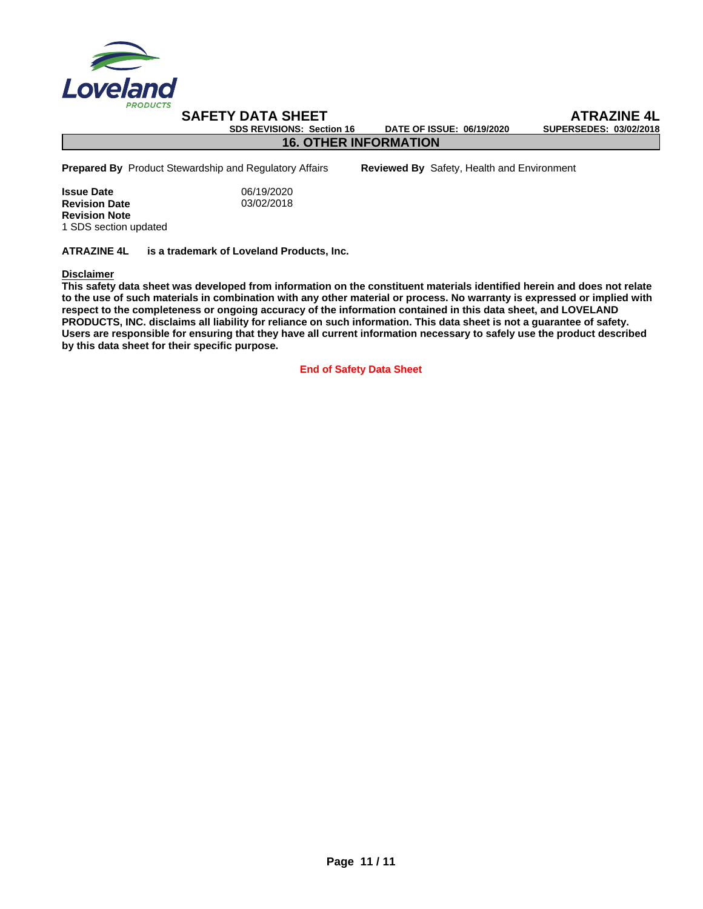## 16. OTHER INFORMATION

**Prepared By** Product Stewardship and Regulatory Affairs **Reviewed By** Safety, Health and Environment

| | |
|---|---|
| **Issue Date** | 06/19/2020 |
| **Revision Date** | 03/02/2018 |
| **Revision Note** | |

1 SDS section updated

**ATRAZINE 4L is a trademark of Loveland Products, Inc.**

**Disclaimer**

**This safety data sheet was developed from information on the constituent materials identified herein and does not relate to the use of such materials in combination with any other material or process. No warranty is expressed or implied with respect to the completeness or ongoing accuracy of the information contained in this data sheet, and LOVELAND PRODUCTS, INC. disclaims all liability for reliance on such information. This data sheet is not a guarantee of safety. Users are responsible for ensuring that they have all current information necessary to safely use the product described by this data sheet for their specific purpose.**

**End of Safety Data Sheet**